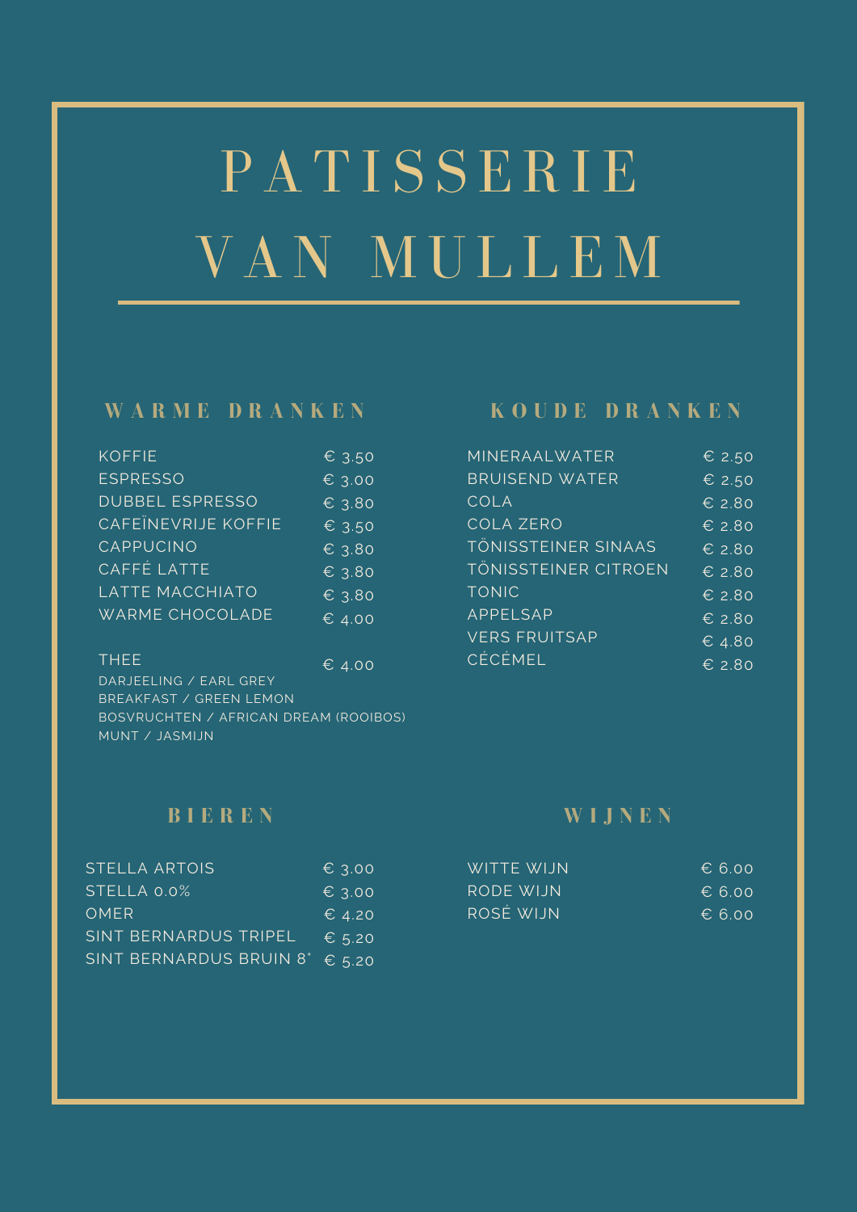# PATISSERIE VAN MULLEM

## WARME DRANKEN

| | |
|---|---|
| KOFFIE | € 3.50 |
| ESPRESSO | € 3.00 |
| DUBBEL ESPRESSO | € 3.80 |
| CAFEÏNEVRIJE KOFFIE | € 3.50 |
| CAPPUCINO | € 3.80 |
| CAFFÉ LATTE | € 3.80 |
| LATTE MACCHIATO | € 3.80 |
| WARME CHOCOLADE | € 4.00 |
| THEE | € 4.00 |

DARJEELING / EARL GREY
BREAKFAST / GREEN LEMON
BOSVRUCHTEN / AFRICAN DREAM (ROOIBOS)
MUNT / JASMIJN

## KOUDE DRANKEN

| | |
|---|---|
| MINERAALWATER | € 2.50 |
| BRUISEND WATER | € 2.50 |
| COLA | € 2.80 |
| COLA ZERO | € 2.80 |
| TÖNISSTEINER SINAAS | € 2.80 |
| TÖNISSTEINER CITROEN | € 2.80 |
| TONIC | € 2.80 |
| APPELSAP | € 2.80 |
| VERS FRUITSAP | € 4.80 |
| CÉCÉMEL | € 2.80 |

## BIEREN

| | |
|---|---|
| STELLA ARTOIS | € 3.00 |
| STELLA 0.0% | € 3.00 |
| OMER | € 4.20 |
| SINT BERNARDUS TRIPEL | € 5.20 |
| SINT BERNARDUS BRUIN 8° | € 5.20 |

## WIJNEN

| | |
|---|---|
| WITTE WIJN | € 6.00 |
| RODE WIJN | € 6.00 |
| ROSÉ WIJN | € 6.00 |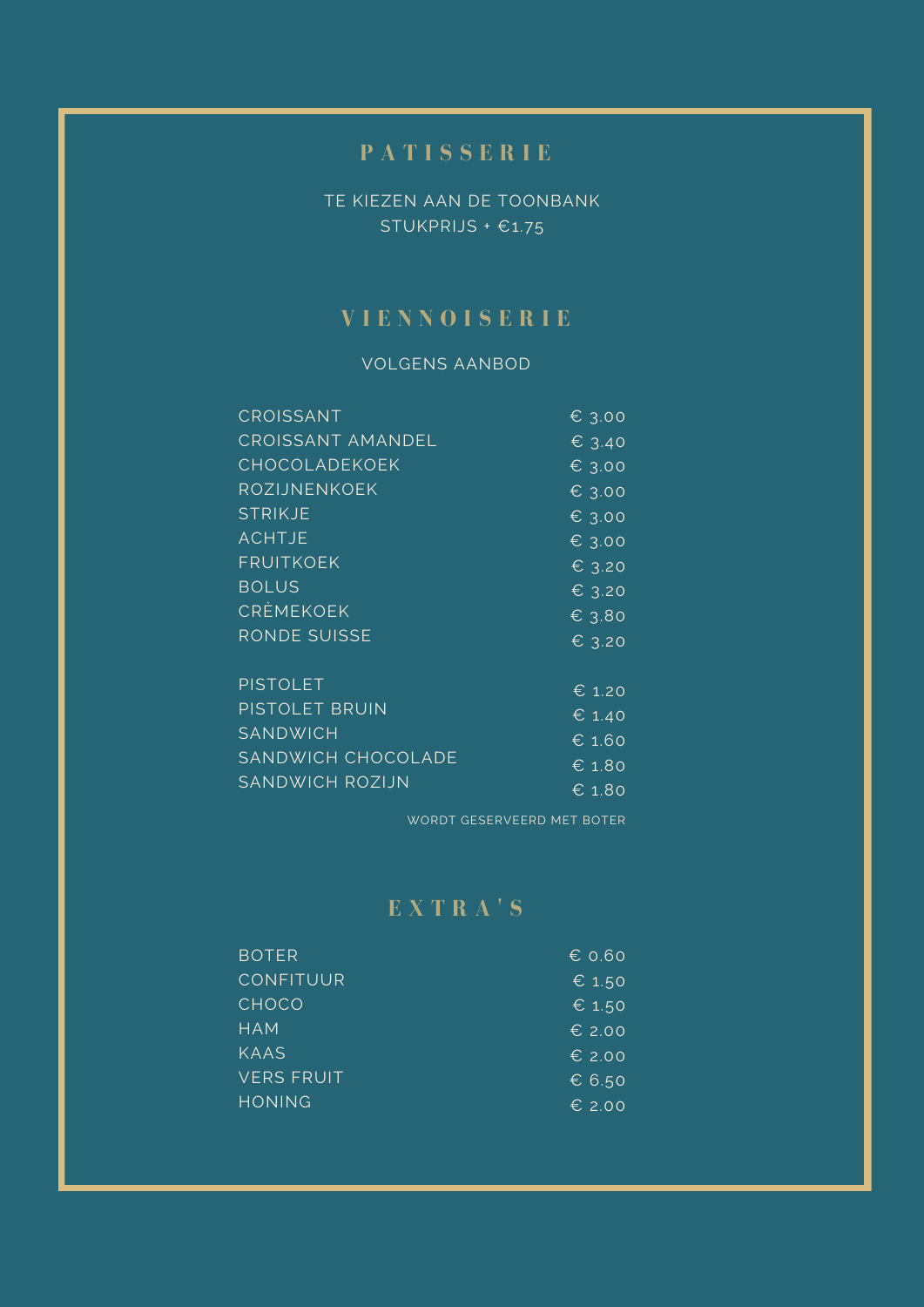## PATISSERIE

TE KIEZEN AAN DE TOONBANK
STUKPRIJS + €1.75

## VIENNOISERIE

VOLGENS AANBOD

| | |
|---|---|
| CROISSANT | € 3.00 |
| CROISSANT AMANDEL | € 3.40 |
| CHOCOLADEKOEK | € 3.00 |
| ROZIJNENKOEK | € 3.00 |
| STRIKJE | € 3.00 |
| ACHTJE | € 3.00 |
| FRUITKOEK | € 3.20 |
| BOLUS | € 3.20 |
| CRÈMEKOEK | € 3.80 |
| RONDE SUISSE | € 3.20 |

| | |
|---|---|
| PISTOLET | € 1.20 |
| PISTOLET BRUIN | € 1.40 |
| SANDWICH | € 1.60 |
| SANDWICH CHOCOLADE | € 1.80 |
| SANDWICH ROZIJN | € 1.80 |

WORDT GESERVEERD MET BOTER

## EXTRA'S

| | |
|---|---|
| BOTER | € 0.60 |
| CONFITUUR | € 1.50 |
| CHOCO | € 1.50 |
| HAM | € 2.00 |
| KAAS | € 2.00 |
| VERS FRUIT | € 6.50 |
| HONING | € 2.00 |